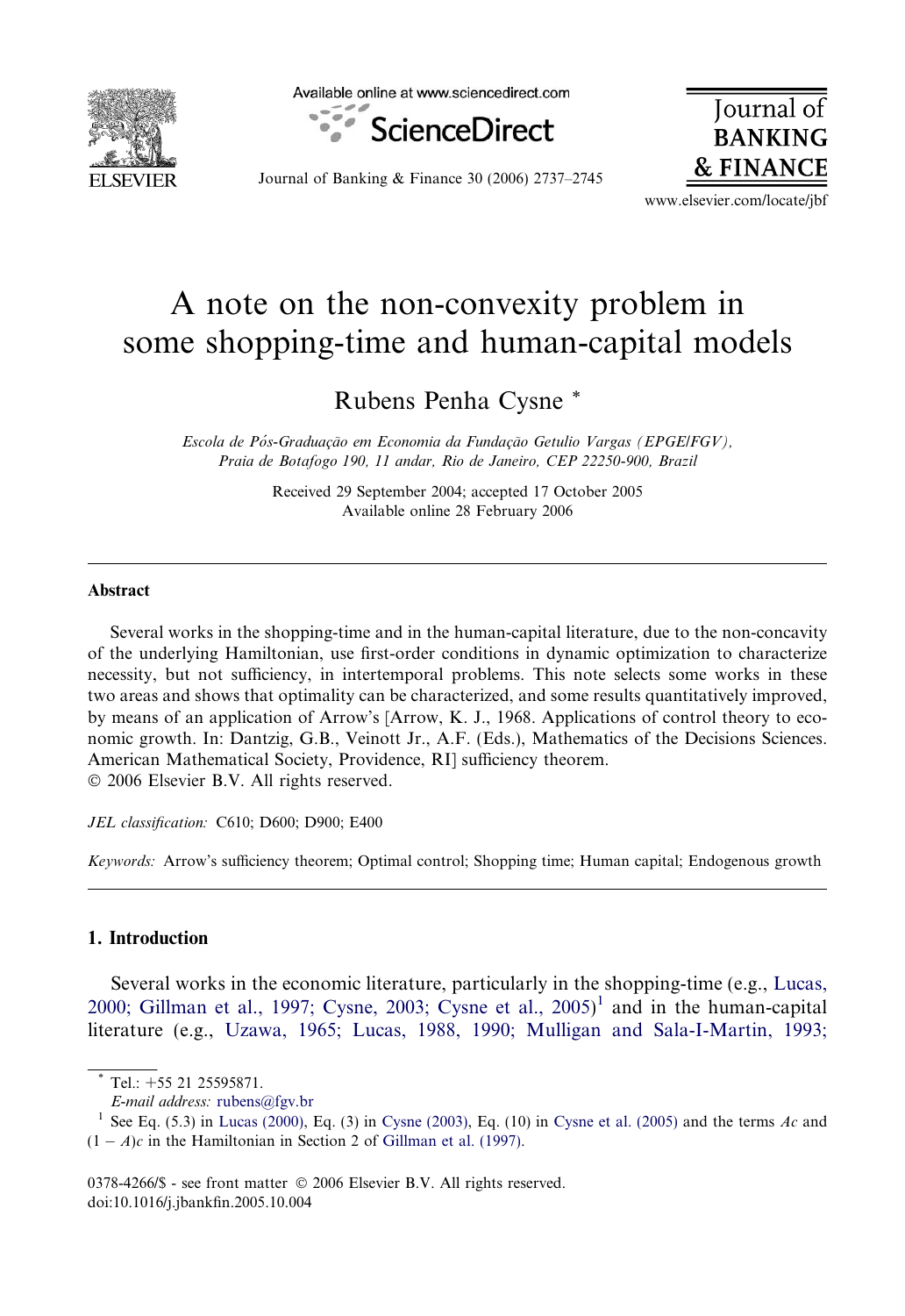# A note on the non-convexity problem in some shopping-time and human-capital models

Rubens Penha Cysne *

*Escola de Pós-Graduação em Economia da Fundação Getulio Vargas (EPGE/FGV), Praia de Botafogo 190, 11 andar, Rio de Janeiro, CEP 22250-900, Brazil*

Received 29 September 2004; accepted 17 October 2005
Available online 28 February 2006

---

## Abstract

Several works in the shopping-time and in the human-capital literature, due to the non-concavity of the underlying Hamiltonian, use first-order conditions in dynamic optimization to characterize necessity, but not sufficiency, in intertemporal problems. This note selects some works in these two areas and shows that optimality can be characterized, and some results quantitatively improved, by means of an application of Arrow's [Arrow, K. J., 1968. Applications of control theory to economic growth. In: Dantzig, G.B., Veinott Jr., A.F. (Eds.), Mathematics of the Decisions Sciences. American Mathematical Society, Providence, RI] sufficiency theorem.
© 2006 Elsevier B.V. All rights reserved.

*JEL classification:* C610; D600; D900; E400

*Keywords:* Arrow's sufficiency theorem; Optimal control; Shopping time; Human capital; Endogenous growth

---

## 1. Introduction

Several works in the economic literature, particularly in the shopping-time (e.g., Lucas, 2000; Gillman et al., 1997; Cysne, 2003; Cysne et al., 2005)[1] and in the human-capital literature (e.g., Uzawa, 1965; Lucas, 1988, 1990; Mulligan and Sala-I-Martin, 1993;

---

* Tel.: +55 21 25595871.
*E-mail address:* rubens@fgv.br

[1] See Eq. (5.3) in Lucas (2000), Eq. (3) in Cysne (2003), Eq. (10) in Cysne et al. (2005) and the terms $Ac$ and $(1 - A)c$ in the Hamiltonian in Section 2 of Gillman et al. (1997).

0378-4266/$ - see front matter © 2006 Elsevier B.V. All rights reserved.
doi:10.1016/j.jbankfin.2005.10.004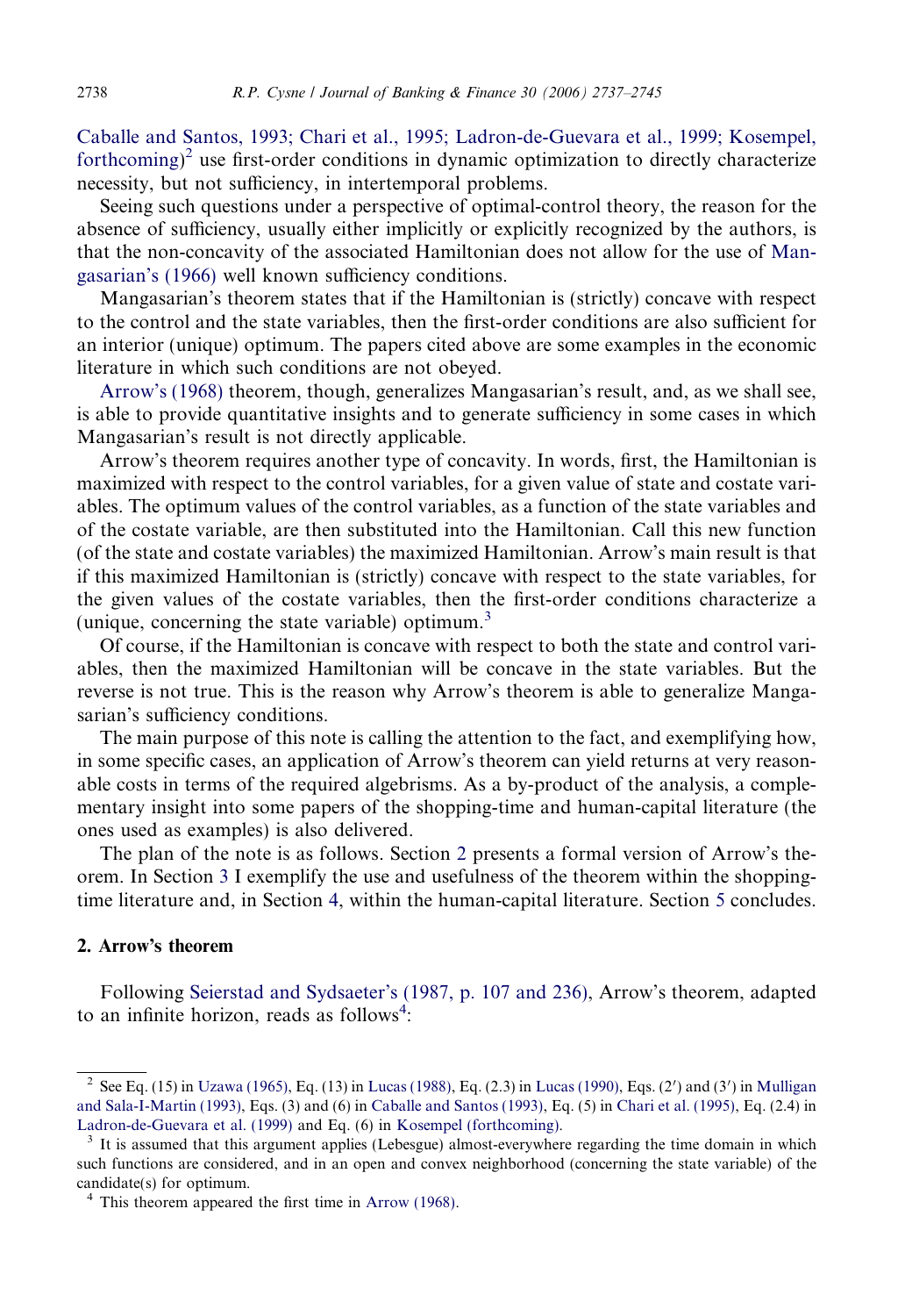Caballe and Santos, 1993; Chari et al., 1995; Ladron-de-Guevara et al., 1999; Kosempel, forthcoming)[2] use first-order conditions in dynamic optimization to directly characterize necessity, but not sufficiency, in intertemporal problems.

Seeing such questions under a perspective of optimal-control theory, the reason for the absence of sufficiency, usually either implicitly or explicitly recognized by the authors, is that the non-concavity of the associated Hamiltonian does not allow for the use of Mangasarian's (1966) well known sufficiency conditions.

Mangasarian's theorem states that if the Hamiltonian is (strictly) concave with respect to the control and the state variables, then the first-order conditions are also sufficient for an interior (unique) optimum. The papers cited above are some examples in the economic literature in which such conditions are not obeyed.

Arrow's (1968) theorem, though, generalizes Mangasarian's result, and, as we shall see, is able to provide quantitative insights and to generate sufficiency in some cases in which Mangasarian's result is not directly applicable.

Arrow's theorem requires another type of concavity. In words, first, the Hamiltonian is maximized with respect to the control variables, for a given value of state and costate variables. The optimum values of the control variables, as a function of the state variables and of the costate variable, are then substituted into the Hamiltonian. Call this new function (of the state and costate variables) the maximized Hamiltonian. Arrow's main result is that if this maximized Hamiltonian is (strictly) concave with respect to the state variables, for the given values of the costate variables, then the first-order conditions characterize a (unique, concerning the state variable) optimum.[3]

Of course, if the Hamiltonian is concave with respect to both the state and control variables, then the maximized Hamiltonian will be concave in the state variables. But the reverse is not true. This is the reason why Arrow's theorem is able to generalize Mangasarian's sufficiency conditions.

The main purpose of this note is calling the attention to the fact, and exemplifying how, in some specific cases, an application of Arrow's theorem can yield returns at very reasonable costs in terms of the required algebrisms. As a by-product of the analysis, a complementary insight into some papers of the shopping-time and human-capital literature (the ones used as examples) is also delivered.

The plan of the note is as follows. Section 2 presents a formal version of Arrow's theorem. In Section 3 I exemplify the use and usefulness of the theorem within the shopping-time literature and, in Section 4, within the human-capital literature. Section 5 concludes.

## 2. Arrow's theorem

Following Seierstad and Sydsaeter's (1987, p. 107 and 236), Arrow's theorem, adapted to an infinite horizon, reads as follows[4]:

---

[2] See Eq. (15) in Uzawa (1965), Eq. (13) in Lucas (1988), Eq. (2.3) in Lucas (1990), Eqs. (2′) and (3′) in Mulligan and Sala-I-Martin (1993), Eqs. (3) and (6) in Caballe and Santos (1993), Eq. (5) in Chari et al. (1995), Eq. (2.4) in Ladron-de-Guevara et al. (1999) and Eq. (6) in Kosempel (forthcoming).

[3] It is assumed that this argument applies (Lebesgue) almost-everywhere regarding the time domain in which such functions are considered, and in an open and convex neighborhood (concerning the state variable) of the candidate(s) for optimum.

[4] This theorem appeared the first time in Arrow (1968).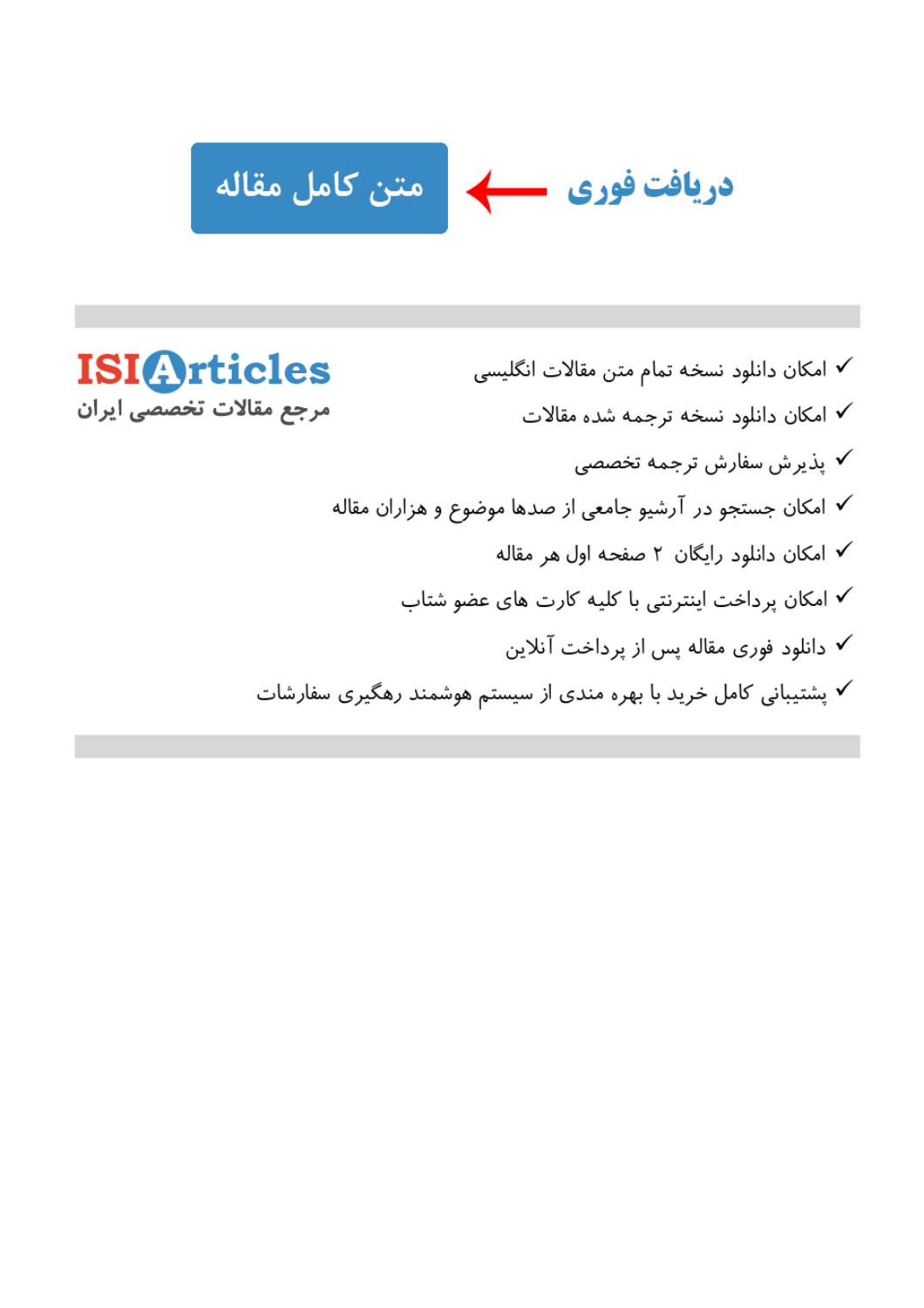دریافت فوری ← **متن کامل مقاله**

**ISIArticles**
مرجع مقالات تخصصی ایران

- ✓ امکان دانلود نسخه تمام متن مقالات انگلیسی
- ✓ امکان دانلود نسخه ترجمه شده مقالات
- ✓ پذیرش سفارش ترجمه تخصصی
- ✓ امکان جستجو در آرشیو جامعی از صدها موضوع و هزاران مقاله
- ✓ امکان دانلود رایگان ۲ صفحه اول هر مقاله
- ✓ امکان پرداخت اینترنتی با کلیه کارت های عضو شتاب
- ✓ دانلود فوری مقاله پس از پرداخت آنلاین
- ✓ پشتیبانی کامل خرید با بهره مندی از سیستم هوشمند رهگیری سفارشات